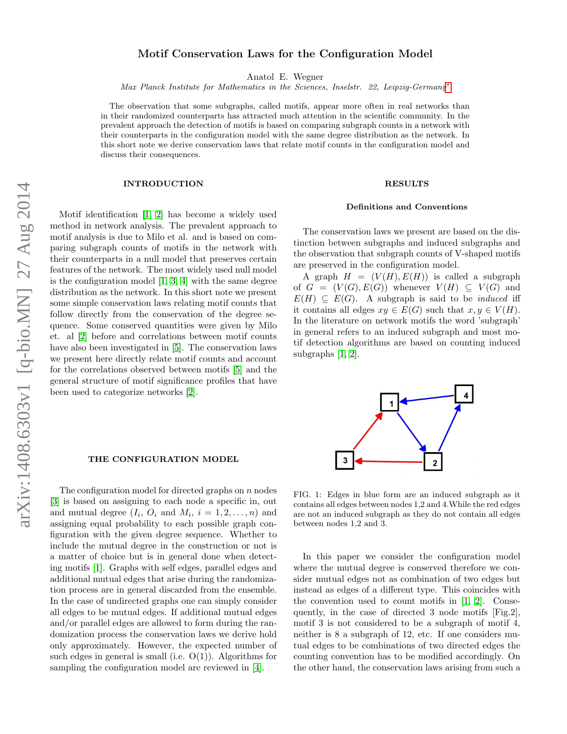# Motif Conservation Laws for the Configuration Model

Anatol E. Wegner

*Max Planck Institute for Mathematics in the Sciences, Inselstr. 22, Leipzig-Germany*[*]

The observation that some subgraphs, called motifs, appear more often in real networks than in their randomized counterparts has attracted much attention in the scientific community. In the prevalent approach the detection of motifs is based on comparing subgraph counts in a network with their counterparts in the configuration model with the same degree distribution as the network. In this short note we derive conservation laws that relate motif counts in the configuration model and discuss their consequences.

## INTRODUCTION

Motif identification [1, 2] has become a widely used method in network analysis. The prevalent approach to motif analysis is due to Milo et al. and is based on comparing subgraph counts of motifs in the network with their counterparts in a null model that preserves certain features of the network. The most widely used null model is the configuration model [1, 3, 4] with the same degree distribution as the network. In this short note we present some simple conservation laws relating motif counts that follow directly from the conservation of the degree sequence. Some conserved quantities were given by Milo et. al [2] before and correlations between motif counts have also been investigated in [5]. The conservation laws we present here directly relate motif counts and account for the correlations observed between motifs [5] and the general structure of motif significance profiles that have been used to categorize networks [2].

## THE CONFIGURATION MODEL

The configuration model for directed graphs on $n$ nodes [3] is based on assigning to each node a specific in, out and mutual degree ($I_i$, $O_i$ and $M_i$, $i = 1, 2, \ldots, n$) and assigning equal probability to each possible graph configuration with the given degree sequence. Whether to include the mutual degree in the construction or not is a matter of choice but is in general done when detecting motifs [1]. Graphs with self edges, parallel edges and additional mutual edges that arise during the randomization process are in general discarded from the ensemble. In the case of undirected graphs one can simply consider all edges to be mutual edges. If additional mutual edges and/or parallel edges are allowed to form during the randomization process the conservation laws we derive hold only approximately. However, the expected number of such edges in general is small (i.e. O(1)). Algorithms for sampling the configuration model are reviewed in [4].

## RESULTS

### Definitions and Conventions

The conservation laws we present are based on the distinction between subgraphs and induced subgraphs and the observation that subgraph counts of V-shaped motifs are preserved in the configuration model.

A graph $H = (V(H), E(H))$ is called a subgraph of $G = (V(G), E(G))$ whenever $V(H) \subseteq V(G)$ and $E(H) \subseteq E(G)$. A subgraph is said to be *induced* iff it contains all edges $xy \in E(G)$ such that $x, y \in V(H)$. In the literature on network motifs the word 'subgraph' in general refers to an induced subgraph and most motif detection algorithms are based on counting induced subgraphs [1, 2].

1
4
3
2

FIG. 1: Edges in blue form are an induced subgraph as it contains all edges between nodes 1,2 and 4.While the red edges are not an induced subgraph as they do not contain all edges between nodes 1,2 and 3.

In this paper we consider the configuration model where the mutual degree is conserved therefore we consider mutual edges not as combination of two edges but instead as edges of a different type. This coincides with the convention used to count motifs in [1, 2]. Consequently, in the case of directed 3 node motifs [Fig.2], motif 3 is not considered to be a subgraph of motif 4, neither is 8 a subgraph of 12, etc. If one considers mutual edges to be combinations of two directed edges the counting convention has to be modified accordingly. On the other hand, the conservation laws arising from such a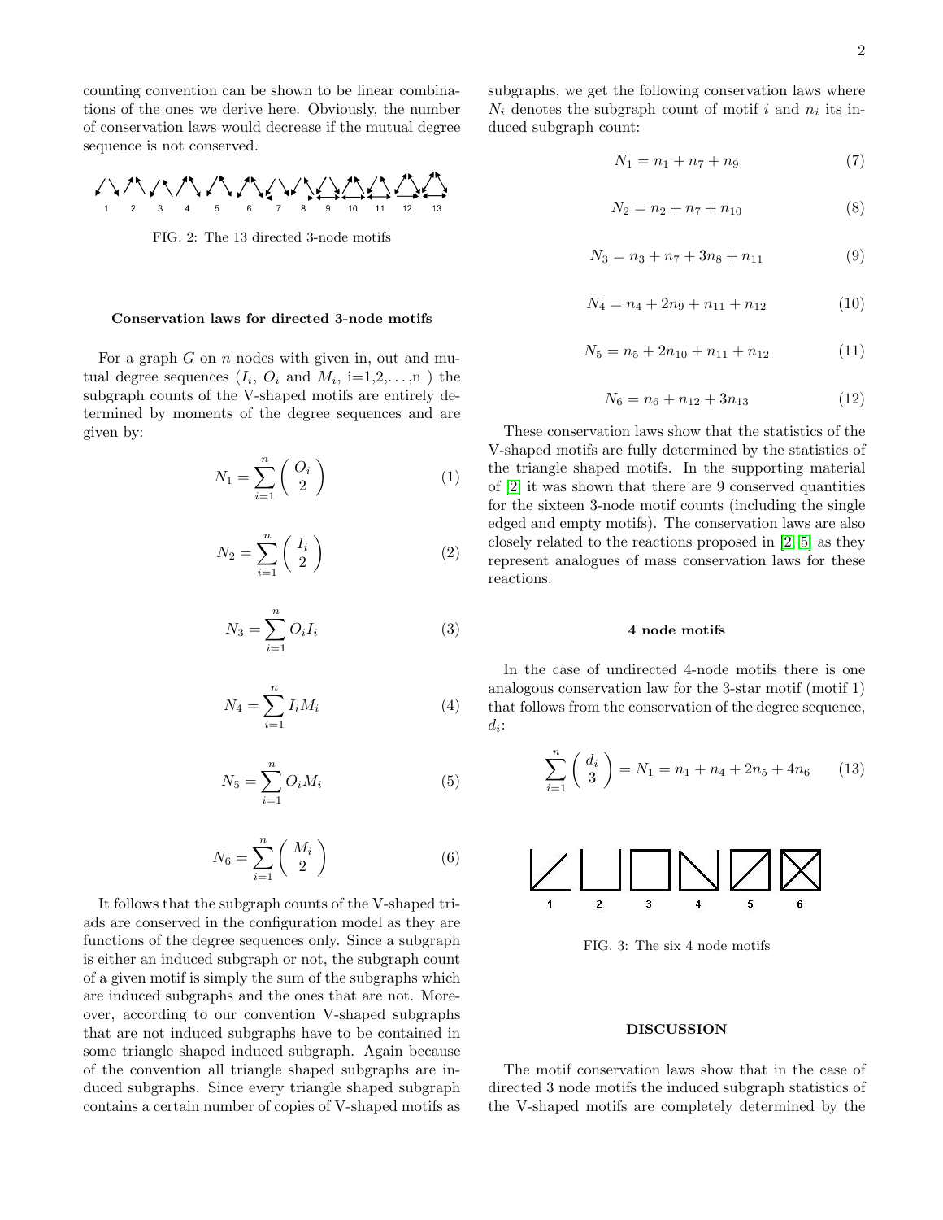counting convention can be shown to be linear combinations of the ones we derive here. Obviously, the number of conservation laws would decrease if the mutual degree sequence is not conserved.

1 2 3 4 5 6 7 8 9 10 11 12 13

FIG. 2: The 13 directed 3-node motifs

### Conservation laws for directed 3-node motifs

For a graph $G$ on $n$ nodes with given in, out and mutual degree sequences ($I_i$, $O_i$ and $M_i$, i=1,2,...,n ) the subgraph counts of the V-shaped motifs are entirely determined by moments of the degree sequences and are given by:

$$N_1 = \sum_{i=1}^{n} \binom{O_i}{2} \tag{1}$$

$$N_2 = \sum_{i=1}^{n} \binom{I_i}{2} \tag{2}$$

$$N_3 = \sum_{i=1}^{n} O_i I_i \tag{3}$$

$$N_4 = \sum_{i=1}^{n} I_i M_i \tag{4}$$

$$N_5 = \sum_{i=1}^{n} O_i M_i \tag{5}$$

$$N_6 = \sum_{i=1}^{n} \binom{M_i}{2} \tag{6}$$

It follows that the subgraph counts of the V-shaped triads are conserved in the configuration model as they are functions of the degree sequences only. Since a subgraph is either an induced subgraph or not, the subgraph count of a given motif is simply the sum of the subgraphs which are induced subgraphs and the ones that are not. Moreover, according to our convention V-shaped subgraphs that are not induced subgraphs have to be contained in some triangle shaped induced subgraph. Again because of the convention all triangle shaped subgraphs are induced subgraphs. Since every triangle shaped subgraph contains a certain number of copies of V-shaped motifs as subgraphs, we get the following conservation laws where $N_i$ denotes the subgraph count of motif $i$ and $n_i$ its induced subgraph count:

$$N_1 = n_1 + n_7 + n_9 \tag{7}$$

$$N_2 = n_2 + n_7 + n_{10} \tag{8}$$

$$N_3 = n_3 + n_7 + 3n_8 + n_{11} \tag{9}$$

$$N_4 = n_4 + 2n_9 + n_{11} + n_{12} \tag{10}$$

$$N_5 = n_5 + 2n_{10} + n_{11} + n_{12} \tag{11}$$

$$N_6 = n_6 + n_{12} + 3n_{13} \tag{12}$$

These conservation laws show that the statistics of the V-shaped motifs are fully determined by the statistics of the triangle shaped motifs. In the supporting material of [2] it was shown that there are 9 conserved quantities for the sixteen 3-node motif counts (including the single edged and empty motifs). The conservation laws are also closely related to the reactions proposed in [2, 5] as they represent analogues of mass conservation laws for these reactions.

### 4 node motifs

In the case of undirected 4-node motifs there is one analogous conservation law for the 3-star motif (motif 1) that follows from the conservation of the degree sequence, $d_i$:

$$\sum_{i=1}^{n} \binom{d_i}{3} = N_1 = n_1 + n_4 + 2n_5 + 4n_6 \tag{13}$$

1 2 3 4 5 6

FIG. 3: The six 4 node motifs

## DISCUSSION

The motif conservation laws show that in the case of directed 3 node motifs the induced subgraph statistics of the V-shaped motifs are completely determined by the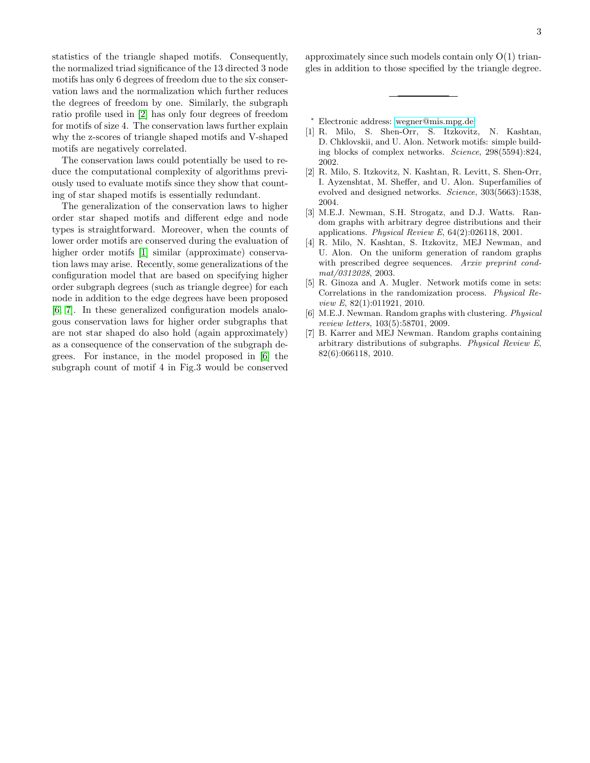statistics of the triangle shaped motifs. Consequently, the normalized triad significance of the 13 directed 3 node motifs has only 6 degrees of freedom due to the six conservation laws and the normalization which further reduces the degrees of freedom by one. Similarly, the subgraph ratio profile used in [2] has only four degrees of freedom for motifs of size 4. The conservation laws further explain why the z-scores of triangle shaped motifs and V-shaped motifs are negatively correlated.

The conservation laws could potentially be used to reduce the computational complexity of algorithms previously used to evaluate motifs since they show that counting of star shaped motifs is essentially redundant.

The generalization of the conservation laws to higher order star shaped motifs and different edge and node types is straightforward. Moreover, when the counts of lower order motifs are conserved during the evaluation of higher order motifs [1] similar (approximate) conservation laws may arise. Recently, some generalizations of the configuration model that are based on specifying higher order subgraph degrees (such as triangle degree) for each node in addition to the edge degrees have been proposed [6, 7]. In these generalized configuration models analogous conservation laws for higher order subgraphs that are not star shaped do also hold (again approximately) as a consequence of the conservation of the subgraph degrees. For instance, in the model proposed in [6] the subgraph count of motif 4 in Fig.3 would be conserved approximately since such models contain only O(1) triangles in addition to those specified by the triangle degree.

---

\* Electronic address: wegner@mis.mpg.de

[1] R. Milo, S. Shen-Orr, S. Itzkovitz, N. Kashtan, D. Chklovskii, and U. Alon. Network motifs: simple building blocks of complex networks. *Science*, 298(5594):824, 2002.

[2] R. Milo, S. Itzkovitz, N. Kashtan, R. Levitt, S. Shen-Orr, I. Ayzenshtat, M. Sheffer, and U. Alon. Superfamilies of evolved and designed networks. *Science*, 303(5663):1538, 2004.

[3] M.E.J. Newman, S.H. Strogatz, and D.J. Watts. Random graphs with arbitrary degree distributions and their applications. *Physical Review E*, 64(2):026118, 2001.

[4] R. Milo, N. Kashtan, S. Itzkovitz, MEJ Newman, and U. Alon. On the uniform generation of random graphs with prescribed degree sequences. *Arxiv preprint cond-mat/0312028*, 2003.

[5] R. Ginoza and A. Mugler. Network motifs come in sets: Correlations in the randomization process. *Physical Review E*, 82(1):011921, 2010.

[6] M.E.J. Newman. Random graphs with clustering. *Physical review letters*, 103(5):58701, 2009.

[7] B. Karrer and MEJ Newman. Random graphs containing arbitrary distributions of subgraphs. *Physical Review E*, 82(6):066118, 2010.